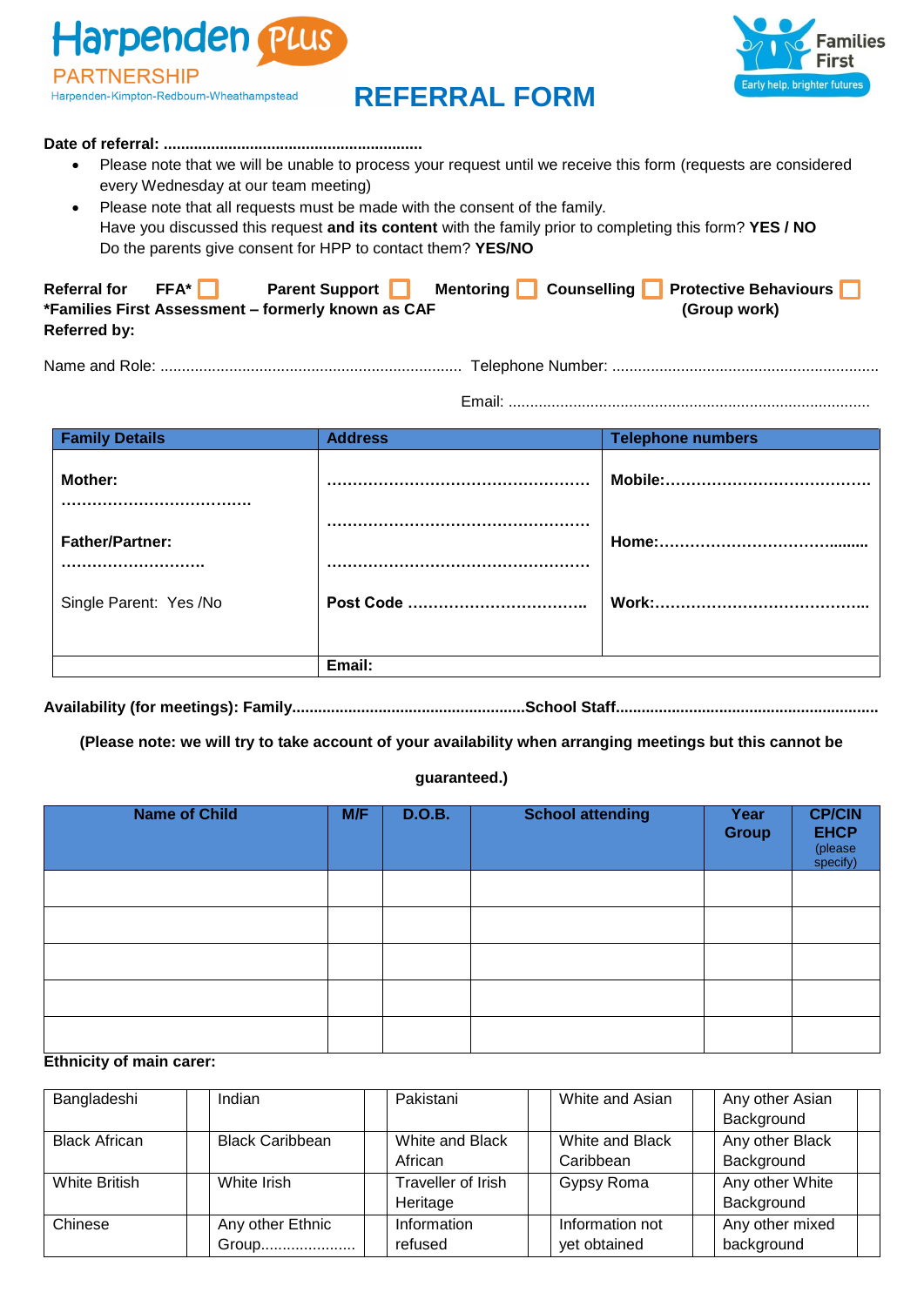Harpenden PLUS PARTNERSHIP
Harpenden-Kimpton-Redbourn-Wheathampstead

Families First
Early help, brighter futures

# REFERRAL FORM

**Date of referral: ............................................................**

- Please note that we will be unable to process your request until we receive this form (requests are considered every Wednesday at our team meeting)
- Please note that all requests must be made with the consent of the family.
  Have you discussed this request **and its content** with the family prior to completing this form? **YES / NO**
  Do the parents give consent for HPP to contact them? **YES/NO**

**Referral for** **FFA*** ☐ **Parent Support** ☐ **Mentoring** ☐ **Counselling** ☐ **Protective Behaviours** ☐ **(Group work)**

***Families First Assessment – formerly known as CAF**

**Referred by:**

Name and Role: ..................................................................... Telephone Number: .............................................................

Email: ...................................................................................

| Family Details | Address | Telephone numbers |
|---|---|---|
| **Mother:** ……………………………… | ………………………………………… | **Mobile:**………………………………… |
| **Father/Partner:** ……………………… | ………………………………………… | **Home:**………………………………......... |
| Single Parent: Yes /No | **Post Code** …………………………….. | **Work:**…………………………………….. |
| | **Email:** | |

**Availability (for meetings): Family.....................................................School Staff............................................................**

**(Please note: we will try to take account of your availability when arranging meetings but this cannot be guaranteed.)**

| Name of Child | M/F | D.O.B. | School attending | Year Group | CP/CIN EHCP (please specify) |
|---|---|---|---|---|---|
| | | | | | |
| | | | | | |
| | | | | | |
| | | | | | |
| | | | | | |

**Ethnicity of main carer:**

| | | | | | | | | | |
|---|---|---|---|---|---|---|---|---|---|
| Bangladeshi | | Indian | | Pakistani | | White and Asian | | Any other Asian Background | |
| Black African | | Black Caribbean | | White and Black African | | White and Black Caribbean | | Any other Black Background | |
| White British | | White Irish | | Traveller of Irish Heritage | | Gypsy Roma | | Any other White Background | |
| Chinese | | Any other Ethnic Group...................... | | Information refused | | Information not yet obtained | | Any other mixed background | |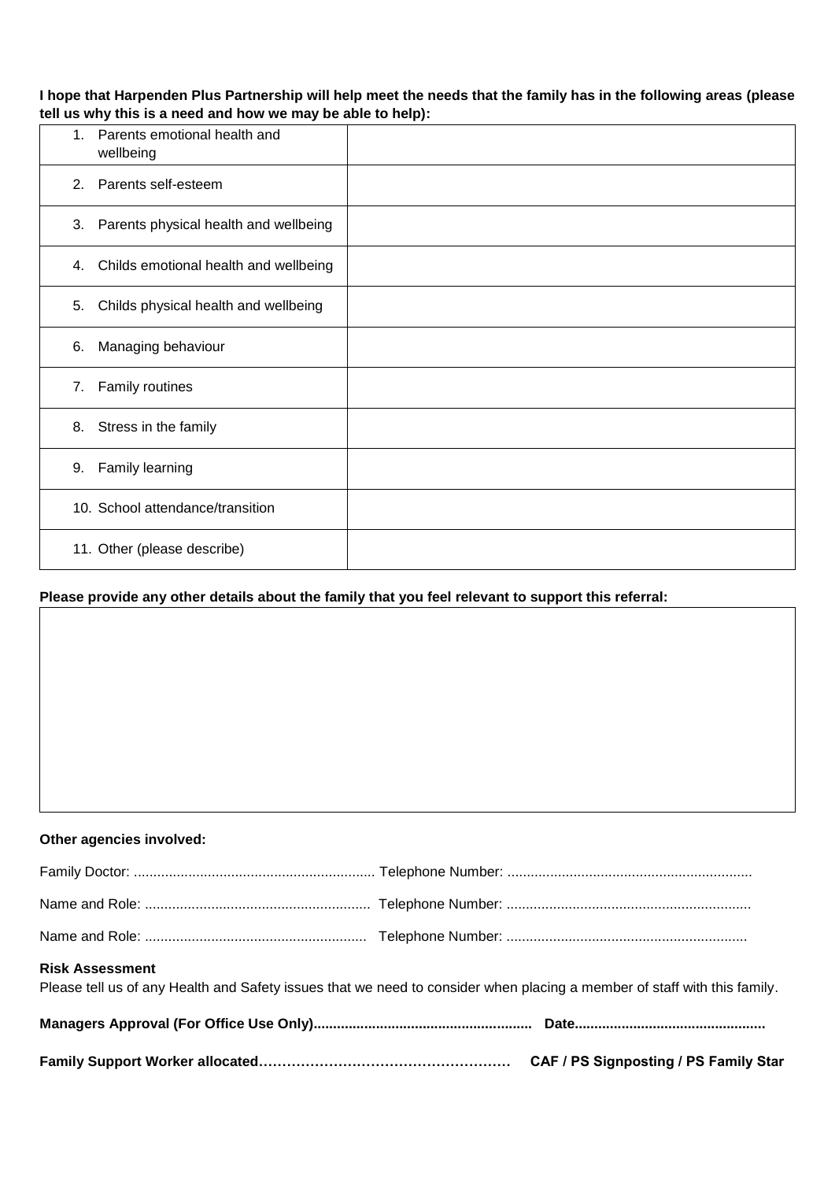**I hope that Harpenden Plus Partnership will help meet the needs that the family has in the following areas (please tell us why this is a need and how we may be able to help):**

| | |
|---|---|
| 1. Parents emotional health and wellbeing | |
| 2. Parents self-esteem | |
| 3. Parents physical health and wellbeing | |
| 4. Childs emotional health and wellbeing | |
| 5. Childs physical health and wellbeing | |
| 6. Managing behaviour | |
| 7. Family routines | |
| 8. Stress in the family | |
| 9. Family learning | |
| 10. School attendance/transition | |
| 11. Other (please describe) | |

**Please provide any other details about the family that you feel relevant to support this referral:**

| |
|---|
| |

**Other agencies involved:**

Family Doctor: ............................................................. Telephone Number: .............................................................

Name and Role: ......................................................... Telephone Number: .............................................................

Name and Role: ........................................................ Telephone Number: ............................................................

**Risk Assessment**

Please tell us of any Health and Safety issues that we need to consider when placing a member of staff with this family.

**Managers Approval (For Office Use Only)....................................................... Date................................................**

**Family Support Worker allocated……………………………………………… CAF / PS Signposting / PS Family Star**